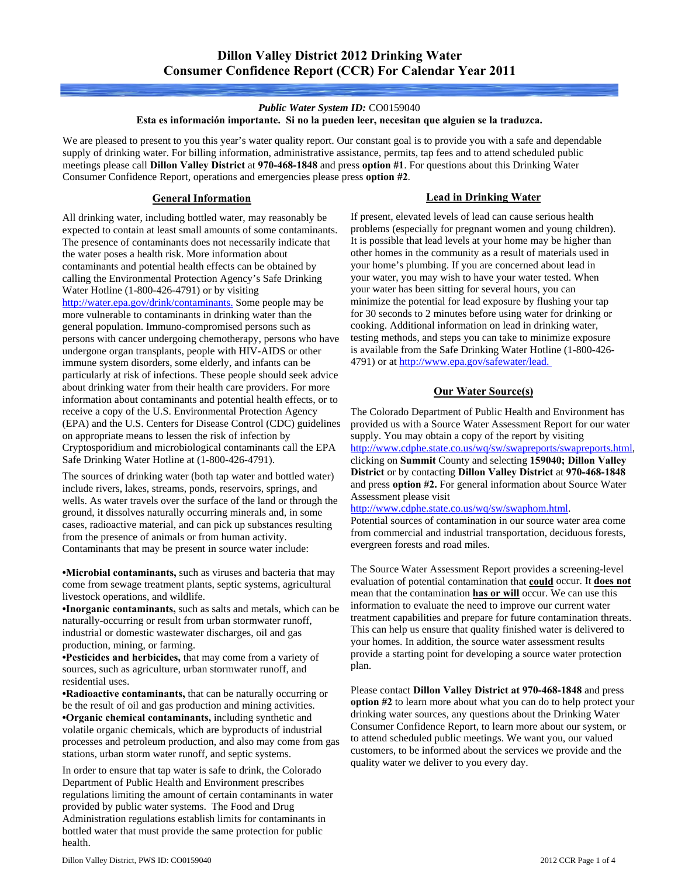# Dillon Valley District 2012 Drinking Water Consumer Confidence Report (CCR) For Calendar Year 2011

***Public Water System ID:*** CO0159040

**Esta es información importante. Si no la pueden leer, necesitan que alguien se la traduzca.**

We are pleased to present to you this year's water quality report. Our constant goal is to provide you with a safe and dependable supply of drinking water. For billing information, administrative assistance, permits, tap fees and to attend scheduled public meetings please call **Dillon Valley District** at **970-468-1848** and press **option #1**. For questions about this Drinking Water Consumer Confidence Report, operations and emergencies please press **option #2**.

## General Information

All drinking water, including bottled water, may reasonably be expected to contain at least small amounts of some contaminants. The presence of contaminants does not necessarily indicate that the water poses a health risk. More information about contaminants and potential health effects can be obtained by calling the Environmental Protection Agency's Safe Drinking Water Hotline (1-800-426-4791) or by visiting http://water.epa.gov/drink/contaminants. Some people may be more vulnerable to contaminants in drinking water than the general population. Immuno-compromised persons such as persons with cancer undergoing chemotherapy, persons who have undergone organ transplants, people with HIV-AIDS or other immune system disorders, some elderly, and infants can be particularly at risk of infections. These people should seek advice about drinking water from their health care providers. For more information about contaminants and potential health effects, or to receive a copy of the U.S. Environmental Protection Agency (EPA) and the U.S. Centers for Disease Control (CDC) guidelines on appropriate means to lessen the risk of infection by Cryptosporidium and microbiological contaminants call the EPA Safe Drinking Water Hotline at (1-800-426-4791).

The sources of drinking water (both tap water and bottled water) include rivers, lakes, streams, ponds, reservoirs, springs, and wells. As water travels over the surface of the land or through the ground, it dissolves naturally occurring minerals and, in some cases, radioactive material, and can pick up substances resulting from the presence of animals or from human activity. Contaminants that may be present in source water include:

- **Microbial contaminants,** such as viruses and bacteria that may come from sewage treatment plants, septic systems, agricultural livestock operations, and wildlife.
- **Inorganic contaminants,** such as salts and metals, which can be naturally-occurring or result from urban stormwater runoff, industrial or domestic wastewater discharges, oil and gas production, mining, or farming.
- **Pesticides and herbicides,** that may come from a variety of sources, such as agriculture, urban stormwater runoff, and residential uses.
- **Radioactive contaminants,** that can be naturally occurring or be the result of oil and gas production and mining activities.
- **Organic chemical contaminants,** including synthetic and volatile organic chemicals, which are byproducts of industrial processes and petroleum production, and also may come from gas stations, urban storm water runoff, and septic systems.

In order to ensure that tap water is safe to drink, the Colorado Department of Public Health and Environment prescribes regulations limiting the amount of certain contaminants in water provided by public water systems. The Food and Drug Administration regulations establish limits for contaminants in bottled water that must provide the same protection for public health.

## Lead in Drinking Water

If present, elevated levels of lead can cause serious health problems (especially for pregnant women and young children). It is possible that lead levels at your home may be higher than other homes in the community as a result of materials used in your home's plumbing. If you are concerned about lead in your water, you may wish to have your water tested. When your water has been sitting for several hours, you can minimize the potential for lead exposure by flushing your tap for 30 seconds to 2 minutes before using water for drinking or cooking. Additional information on lead in drinking water, testing methods, and steps you can take to minimize exposure is available from the Safe Drinking Water Hotline (1-800-426-4791) or at http://www.epa.gov/safewater/lead.

## Our Water Source(s)

The Colorado Department of Public Health and Environment has provided us with a Source Water Assessment Report for our water supply. You may obtain a copy of the report by visiting http://www.cdphe.state.co.us/wq/sw/swapreports/swapreports.html, clicking on **Summit** County and selecting **159040; Dillon Valley District** or by contacting **Dillon Valley District** at **970-468-1848** and press **option #2.** For general information about Source Water Assessment please visit http://www.cdphe.state.co.us/wq/sw/swaphom.html.
Potential sources of contamination in our source water area come from commercial and industrial transportation, deciduous forests, evergreen forests and road miles.

The Source Water Assessment Report provides a screening-level evaluation of potential contamination that **could** occur. It **does not** mean that the contamination **has or will** occur. We can use this information to evaluate the need to improve our current water treatment capabilities and prepare for future contamination threats. This can help us ensure that quality finished water is delivered to your homes. In addition, the source water assessment results provide a starting point for developing a source water protection plan.

Please contact **Dillon Valley District at 970-468-1848** and press **option #2** to learn more about what you can do to help protect your drinking water sources, any questions about the Drinking Water Consumer Confidence Report, to learn more about our system, or to attend scheduled public meetings. We want you, our valued customers, to be informed about the services we provide and the quality water we deliver to you every day.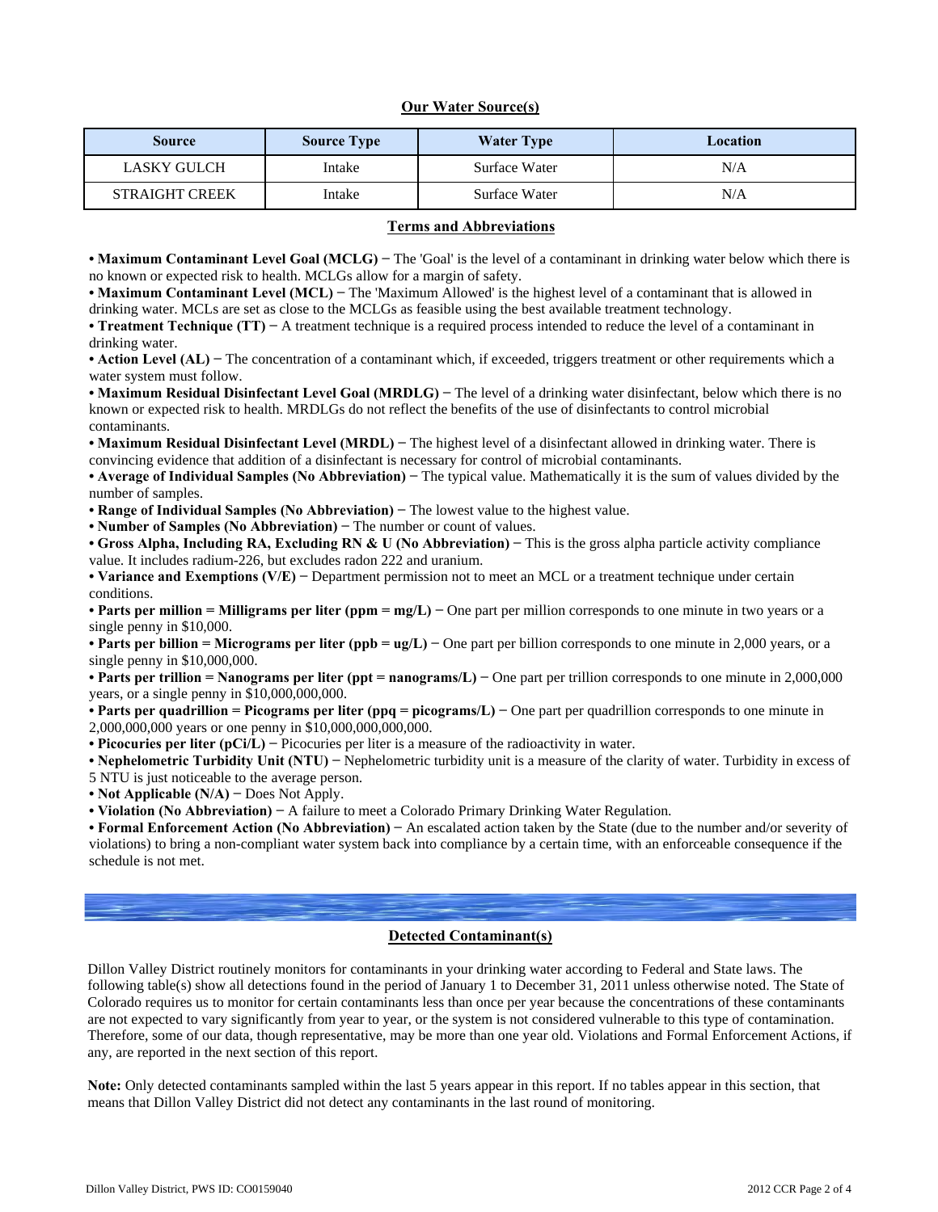## Our Water Source(s)

| Source | Source Type | Water Type | Location |
|---|---|---|---|
| LASKY GULCH | Intake | Surface Water | N/A |
| STRAIGHT CREEK | Intake | Surface Water | N/A |

## Terms and Abbreviations

- **Maximum Contaminant Level Goal (MCLG)** − The 'Goal' is the level of a contaminant in drinking water below which there is no known or expected risk to health. MCLGs allow for a margin of safety.
- **Maximum Contaminant Level (MCL)** − The 'Maximum Allowed' is the highest level of a contaminant that is allowed in drinking water. MCLs are set as close to the MCLGs as feasible using the best available treatment technology.
- **Treatment Technique (TT)** − A treatment technique is a required process intended to reduce the level of a contaminant in drinking water.
- **Action Level (AL)** − The concentration of a contaminant which, if exceeded, triggers treatment or other requirements which a water system must follow.
- **Maximum Residual Disinfectant Level Goal (MRDLG)** − The level of a drinking water disinfectant, below which there is no known or expected risk to health. MRDLGs do not reflect the benefits of the use of disinfectants to control microbial contaminants.
- **Maximum Residual Disinfectant Level (MRDL)** − The highest level of a disinfectant allowed in drinking water. There is convincing evidence that addition of a disinfectant is necessary for control of microbial contaminants.
- **Average of Individual Samples (No Abbreviation)** − The typical value. Mathematically it is the sum of values divided by the number of samples.
- **Range of Individual Samples (No Abbreviation)** − The lowest value to the highest value.
- **Number of Samples (No Abbreviation)** − The number or count of values.
- **Gross Alpha, Including RA, Excluding RN & U (No Abbreviation)** − This is the gross alpha particle activity compliance value. It includes radium-226, but excludes radon 222 and uranium.
- **Variance and Exemptions (V/E)** − Department permission not to meet an MCL or a treatment technique under certain conditions.
- **Parts per million = Milligrams per liter (ppm = mg/L)** − One part per million corresponds to one minute in two years or a single penny in $10,000.
- **Parts per billion = Micrograms per liter (ppb = ug/L)** − One part per billion corresponds to one minute in 2,000 years, or a single penny in $10,000,000.
- **Parts per trillion = Nanograms per liter (ppt = nanograms/L)** − One part per trillion corresponds to one minute in 2,000,000 years, or a single penny in $10,000,000,000.
- **Parts per quadrillion = Picograms per liter (ppq = picograms/L)** − One part per quadrillion corresponds to one minute in 2,000,000,000 years or one penny in $10,000,000,000,000.
- **Picocuries per liter (pCi/L)** − Picocuries per liter is a measure of the radioactivity in water.
- **Nephelometric Turbidity Unit (NTU)** − Nephelometric turbidity unit is a measure of the clarity of water. Turbidity in excess of 5 NTU is just noticeable to the average person.
- **Not Applicable (N/A)** − Does Not Apply.
- **Violation (No Abbreviation)** − A failure to meet a Colorado Primary Drinking Water Regulation.
- **Formal Enforcement Action (No Abbreviation)** − An escalated action taken by the State (due to the number and/or severity of violations) to bring a non-compliant water system back into compliance by a certain time, with an enforceable consequence if the schedule is not met.

## Detected Contaminant(s)

Dillon Valley District routinely monitors for contaminants in your drinking water according to Federal and State laws. The following table(s) show all detections found in the period of January 1 to December 31, 2011 unless otherwise noted. The State of Colorado requires us to monitor for certain contaminants less than once per year because the concentrations of these contaminants are not expected to vary significantly from year to year, or the system is not considered vulnerable to this type of contamination. Therefore, some of our data, though representative, may be more than one year old. Violations and Formal Enforcement Actions, if any, are reported in the next section of this report.

**Note:** Only detected contaminants sampled within the last 5 years appear in this report. If no tables appear in this section, that means that Dillon Valley District did not detect any contaminants in the last round of monitoring.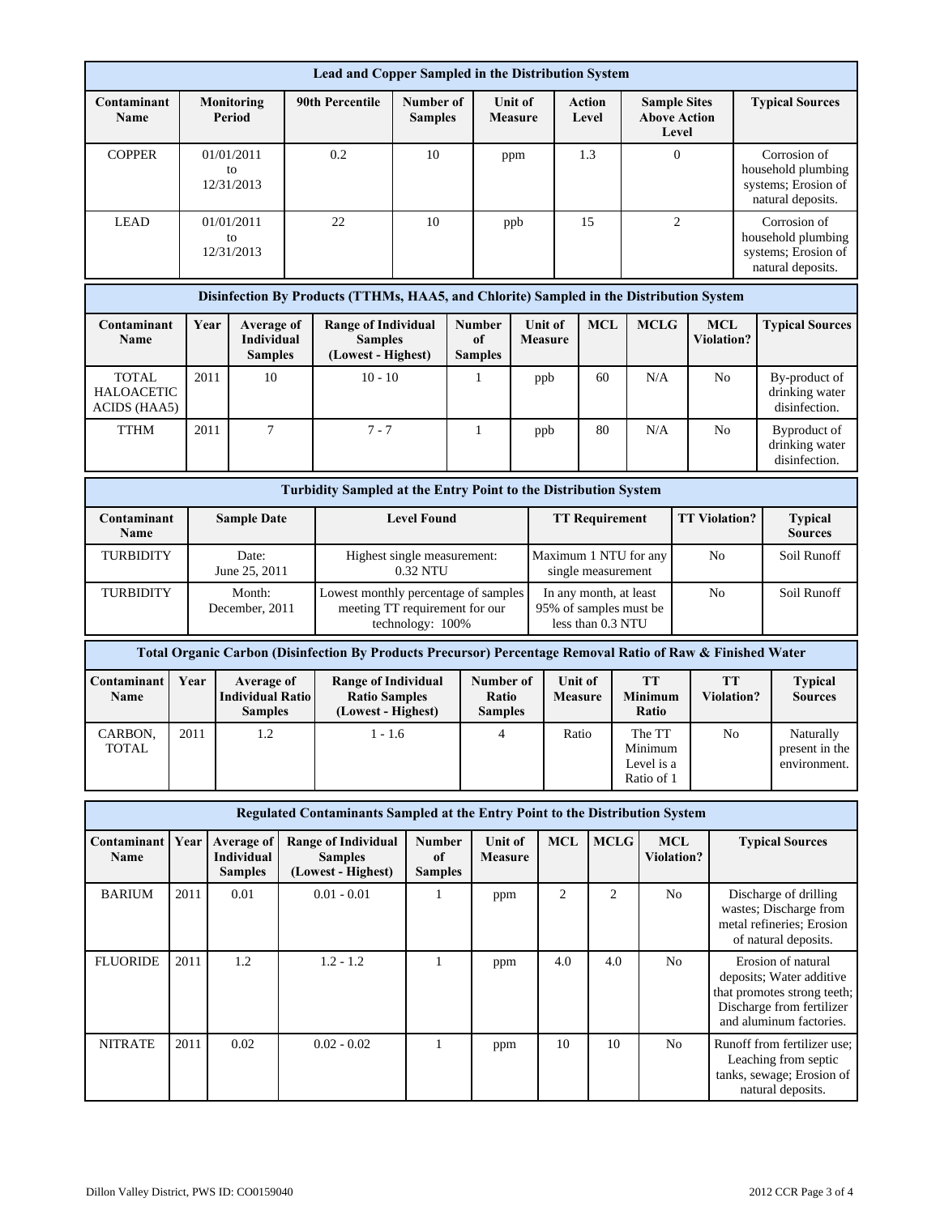| Lead and Copper Sampled in the Distribution System | | | | | | | |
|---|---|---|---|---|---|---|---|
| **Contaminant Name** | **Monitoring Period** | **90th Percentile** | **Number of Samples** | **Unit of Measure** | **Action Level** | **Sample Sites Above Action Level** | **Typical Sources** |
| COPPER | 01/01/2011 to 12/31/2013 | 0.2 | 10 | ppm | 1.3 | 0 | Corrosion of household plumbing systems; Erosion of natural deposits. |
| LEAD | 01/01/2011 to 12/31/2013 | 22 | 10 | ppb | 15 | 2 | Corrosion of household plumbing systems; Erosion of natural deposits. |

| Disinfection By Products (TTHMs, HAA5, and Chlorite) Sampled in the Distribution System | | | | | | | | | |
|---|---|---|---|---|---|---|---|---|---|
| **Contaminant Name** | **Year** | **Average of Individual Samples** | **Range of Individual Samples (Lowest - Highest)** | **Number of Samples** | **Unit of Measure** | **MCL** | **MCLG** | **MCL Violation?** | **Typical Sources** |
| TOTAL HALOACETIC ACIDS (HAA5) | 2011 | 10 | 10 - 10 | 1 | ppb | 60 | N/A | No | By-product of drinking water disinfection. |
| TTHM | 2011 | 7 | 7 - 7 | 1 | ppb | 80 | N/A | No | Byproduct of drinking water disinfection. |

| Turbidity Sampled at the Entry Point to the Distribution System | | | | | |
|---|---|---|---|---|---|
| **Contaminant Name** | **Sample Date** | **Level Found** | **TT Requirement** | **TT Violation?** | **Typical Sources** |
| TURBIDITY | Date: June 25, 2011 | Highest single measurement: 0.32 NTU | Maximum 1 NTU for any single measurement | No | Soil Runoff |
| TURBIDITY | Month: December, 2011 | Lowest monthly percentage of samples meeting TT requirement for our technology: 100% | In any month, at least 95% of samples must be less than 0.3 NTU | No | Soil Runoff |

| Total Organic Carbon (Disinfection By Products Precursor) Percentage Removal Ratio of Raw & Finished Water | | | | | | | | |
|---|---|---|---|---|---|---|---|---|
| **Contaminant Name** | **Year** | **Average of Individual Ratio Samples** | **Range of Individual Ratio Samples (Lowest - Highest)** | **Number of Ratio Samples** | **Unit of Measure** | **TT Minimum Ratio** | **TT Violation?** | **Typical Sources** |
| CARBON, TOTAL | 2011 | 1.2 | 1 - 1.6 | 4 | Ratio | The TT Minimum Level is a Ratio of 1 | No | Naturally present in the environment. |

| Regulated Contaminants Sampled at the Entry Point to the Distribution System | | | | | | | | | |
|---|---|---|---|---|---|---|---|---|---|
| **Contaminant Name** | **Year** | **Average of Individual Samples** | **Range of Individual Samples (Lowest - Highest)** | **Number of Samples** | **Unit of Measure** | **MCL** | **MCLG** | **MCL Violation?** | **Typical Sources** |
| BARIUM | 2011 | 0.01 | 0.01 - 0.01 | 1 | ppm | 2 | 2 | No | Discharge of drilling wastes; Discharge from metal refineries; Erosion of natural deposits. |
| FLUORIDE | 2011 | 1.2 | 1.2 - 1.2 | 1 | ppm | 4.0 | 4.0 | No | Erosion of natural deposits; Water additive that promotes strong teeth; Discharge from fertilizer and aluminum factories. |
| NITRATE | 2011 | 0.02 | 0.02 - 0.02 | 1 | ppm | 10 | 10 | No | Runoff from fertilizer use; Leaching from septic tanks, sewage; Erosion of natural deposits. |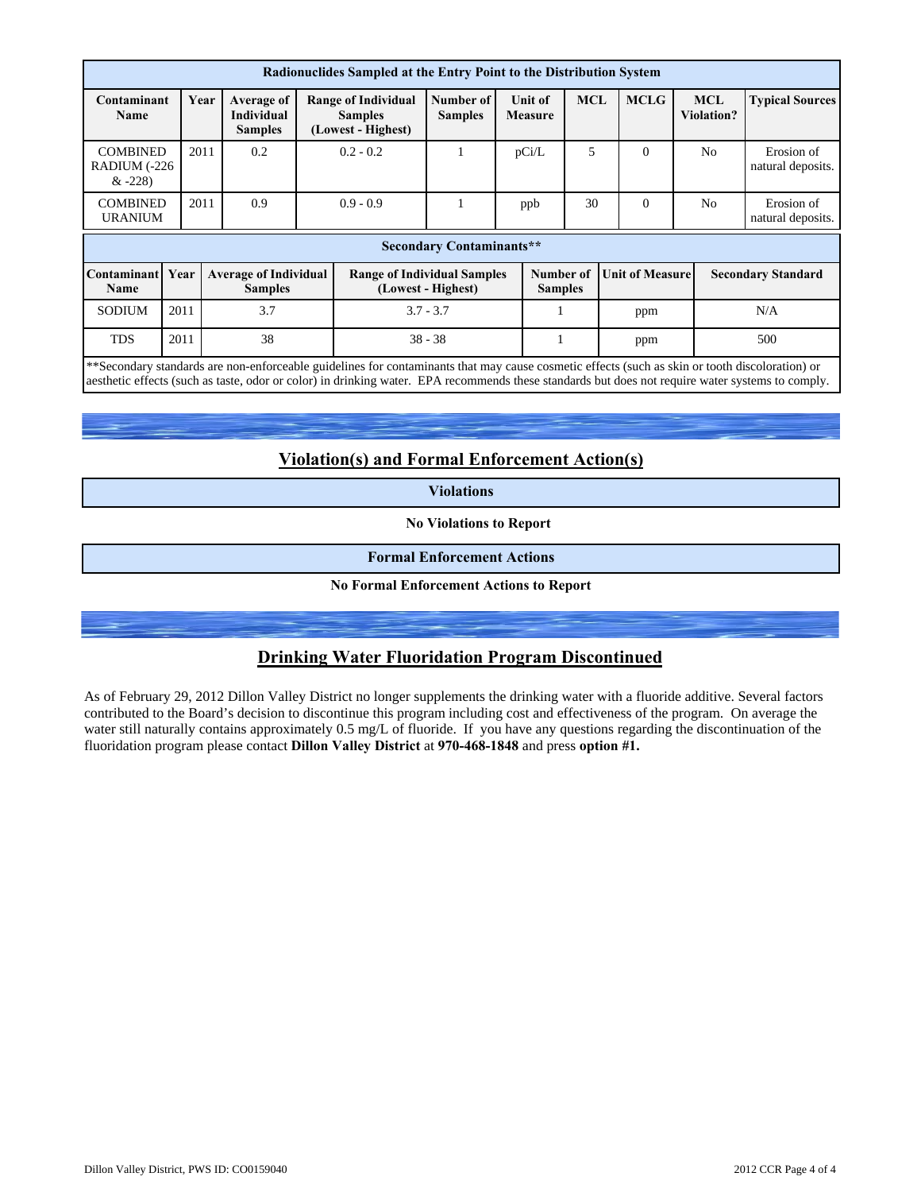| Radionuclides Sampled at the Entry Point to the Distribution System | | | | | | | | | |
|---|---|---|---|---|---|---|---|---|---|
| **Contaminant Name** | **Year** | **Average of Individual Samples** | **Range of Individual Samples (Lowest - Highest)** | **Number of Samples** | **Unit of Measure** | **MCL** | **MCLG** | **MCL Violation?** | **Typical Sources** |
| COMBINED RADIUM (-226 & -228) | 2011 | 0.2 | 0.2 - 0.2 | 1 | pCi/L | 5 | 0 | No | Erosion of natural deposits. |
| COMBINED URANIUM | 2011 | 0.9 | 0.9 - 0.9 | 1 | ppb | 30 | 0 | No | Erosion of natural deposits. |

| Secondary Contaminants** | | | | | | |
|---|---|---|---|---|---|---|
| **Contaminant Name** | **Year** | **Average of Individual Samples** | **Range of Individual Samples (Lowest - Highest)** | **Number of Samples** | **Unit of Measure** | **Secondary Standard** |
| SODIUM | 2011 | 3.7 | 3.7 - 3.7 | 1 | ppm | N/A |
| TDS | 2011 | 38 | 38 - 38 | 1 | ppm | 500 |

**Secondary standards are non-enforceable guidelines for contaminants that may cause cosmetic effects (such as skin or tooth discoloration) or aesthetic effects (such as taste, odor or color) in drinking water. EPA recommends these standards but does not require water systems to comply.

## Violation(s) and Formal Enforcement Action(s)

### Violations

**No Violations to Report**

### Formal Enforcement Actions

**No Formal Enforcement Actions to Report**

## Drinking Water Fluoridation Program Discontinued

As of February 29, 2012 Dillon Valley District no longer supplements the drinking water with a fluoride additive. Several factors contributed to the Board's decision to discontinue this program including cost and effectiveness of the program. On average the water still naturally contains approximately 0.5 mg/L of fluoride. If you have any questions regarding the discontinuation of the fluoridation program please contact **Dillon Valley District** at **970-468-1848** and press **option #1.**